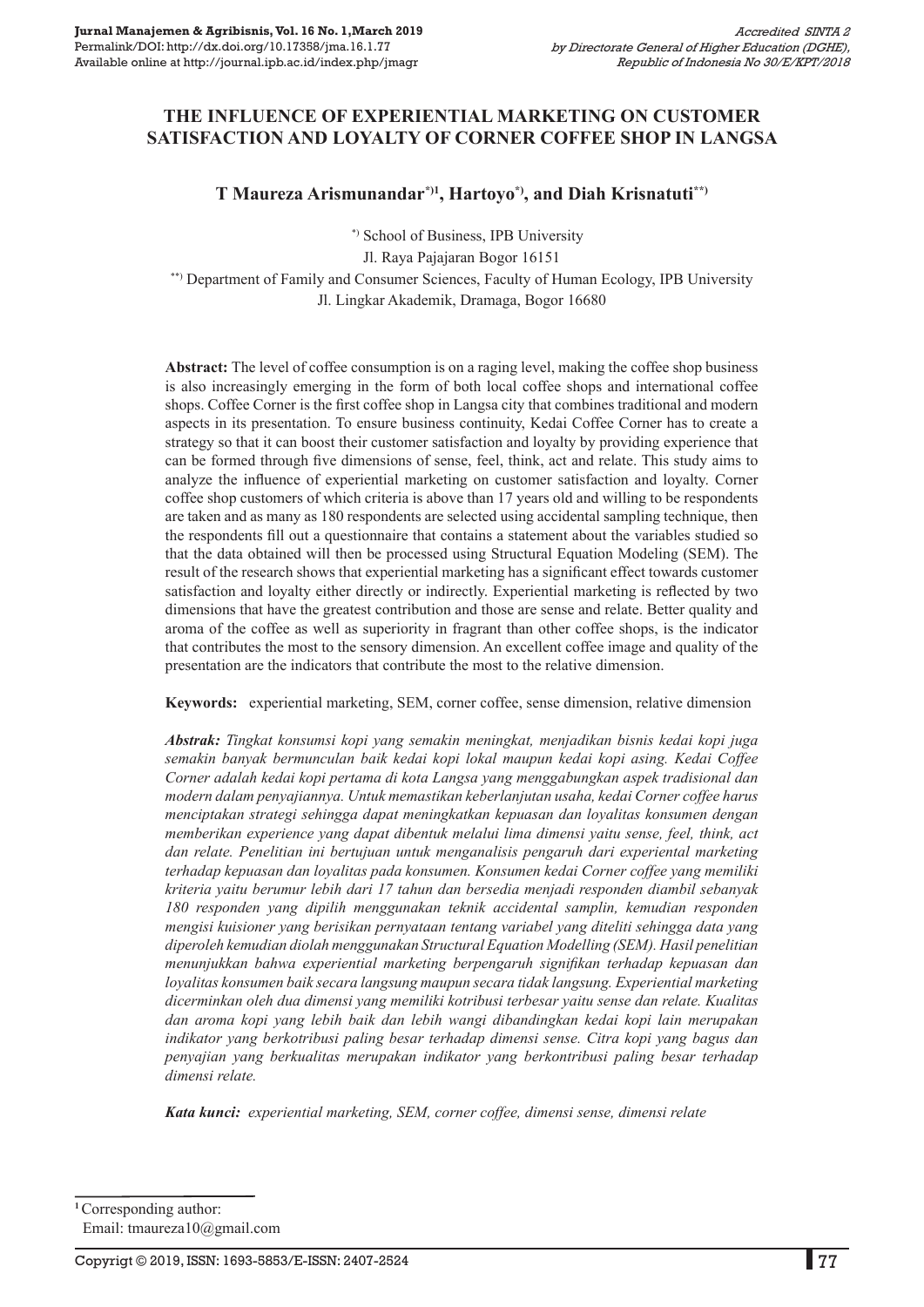# THE INFLUENCE OF EXPERIENTIAL MARKETING ON CUSTOMER SATISFACTION AND LOYALTY OF CORNER COFFEE SHOP IN LANGSA

**T Maureza Arismunandar[*)1], Hartoyo[*)], and Diah Krisnatuti[**)]**

[*)] School of Business, IPB University
Jl. Raya Pajajaran Bogor 16151
[**)] Department of Family and Consumer Sciences, Faculty of Human Ecology, IPB University
Jl. Lingkar Akademik, Dramaga, Bogor 16680

**Abstract:** The level of coffee consumption is on a raging level, making the coffee shop business is also increasingly emerging in the form of both local coffee shops and international coffee shops. Coffee Corner is the first coffee shop in Langsa city that combines traditional and modern aspects in its presentation. To ensure business continuity, Kedai Coffee Corner has to create a strategy so that it can boost their customer satisfaction and loyalty by providing experience that can be formed through five dimensions of sense, feel, think, act and relate. This study aims to analyze the influence of experiential marketing on customer satisfaction and loyalty. Corner coffee shop customers of which criteria is above than 17 years old and willing to be respondents are taken and as many as 180 respondents are selected using accidental sampling technique, then the respondents fill out a questionnaire that contains a statement about the variables studied so that the data obtained will then be processed using Structural Equation Modeling (SEM). The result of the research shows that experiential marketing has a significant effect towards customer satisfaction and loyalty either directly or indirectly. Experiential marketing is reflected by two dimensions that have the greatest contribution and those are sense and relate. Better quality and aroma of the coffee as well as superiority in fragrant than other coffee shops, is the indicator that contributes the most to the sensory dimension. An excellent coffee image and quality of the presentation are the indicators that contribute the most to the relative dimension.

**Keywords:** experiential marketing, SEM, corner coffee, sense dimension, relative dimension

***Abstrak:*** *Tingkat konsumsi kopi yang semakin meningkat, menjadikan bisnis kedai kopi juga semakin banyak bermunculan baik kedai kopi lokal maupun kedai kopi asing. Kedai Coffee Corner adalah kedai kopi pertama di kota Langsa yang menggabungkan aspek tradisional dan modern dalam penyajiannya. Untuk memastikan keberlanjutan usaha, kedai Corner coffee harus menciptakan strategi sehingga dapat meningkatkan kepuasan dan loyalitas konsumen dengan memberikan experience yang dapat dibentuk melalui lima dimensi yaitu sense, feel, think, act dan relate. Penelitian ini bertujuan untuk menganalisis pengaruh dari experiental marketing terhadap kepuasan dan loyalitas pada konsumen. Konsumen kedai Corner coffee yang memiliki kriteria yaitu berumur lebih dari 17 tahun dan bersedia menjadi responden diambil sebanyak 180 responden yang dipilih menggunakan teknik accidental samplin, kemudian responden mengisi kuisioner yang berisikan pernyataan tentang variabel yang diteliti sehingga data yang diperoleh kemudian diolah menggunakan Structural Equation Modelling (SEM). Hasil penelitian menunjukkan bahwa experiential marketing berpengaruh signifikan terhadap kepuasan dan loyalitas konsumen baik secara langsung maupun secara tidak langsung. Experiential marketing dicerminkan oleh dua dimensi yang memiliki kotribusi terbesar yaitu sense dan relate. Kualitas dan aroma kopi yang lebih baik dan lebih wangi dibandingkan kedai kopi lain merupakan indikator yang berkotribusi paling besar terhadap dimensi sense. Citra kopi yang bagus dan penyajian yang berkualitas merupakan indikator yang berkontribusi paling besar terhadap dimensi relate.*

***Kata kunci:*** *experiential marketing, SEM, corner coffee, dimensi sense, dimensi relate*

---

[1] Corresponding author:
Email: tmaureza10@gmail.com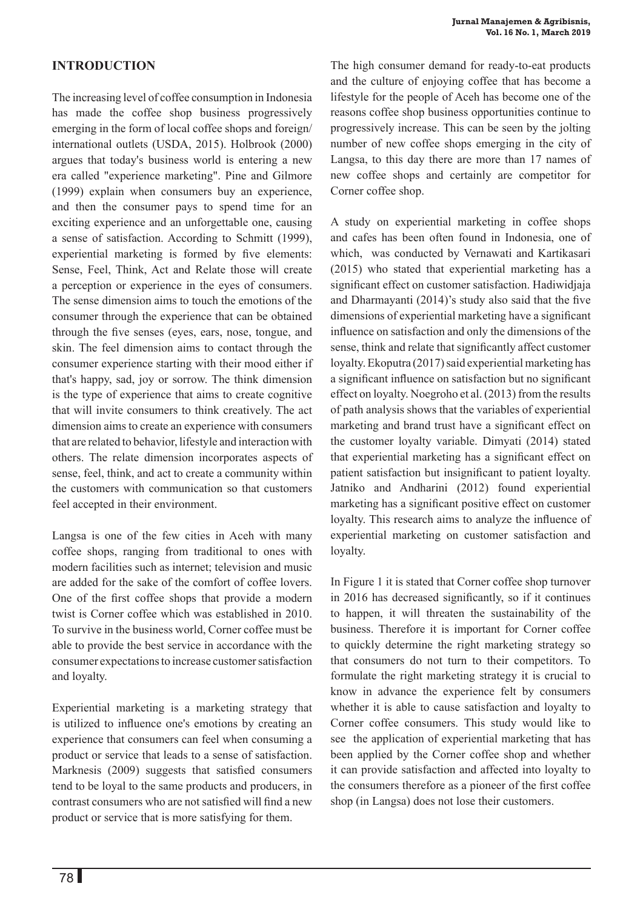## INTRODUCTION

The increasing level of coffee consumption in Indonesia has made the coffee shop business progressively emerging in the form of local coffee shops and foreign/international outlets (USDA, 2015). Holbrook (2000) argues that today's business world is entering a new era called "experience marketing". Pine and Gilmore (1999) explain when consumers buy an experience, and then the consumer pays to spend time for an exciting experience and an unforgettable one, causing a sense of satisfaction. According to Schmitt (1999), experiential marketing is formed by five elements: Sense, Feel, Think, Act and Relate those will create a perception or experience in the eyes of consumers. The sense dimension aims to touch the emotions of the consumer through the experience that can be obtained through the five senses (eyes, ears, nose, tongue, and skin. The feel dimension aims to contact through the consumer experience starting with their mood either if that's happy, sad, joy or sorrow. The think dimension is the type of experience that aims to create cognitive that will invite consumers to think creatively. The act dimension aims to create an experience with consumers that are related to behavior, lifestyle and interaction with others. The relate dimension incorporates aspects of sense, feel, think, and act to create a community within the customers with communication so that customers feel accepted in their environment.

Langsa is one of the few cities in Aceh with many coffee shops, ranging from traditional to ones with modern facilities such as internet; television and music are added for the sake of the comfort of coffee lovers. One of the first coffee shops that provide a modern twist is Corner coffee which was established in 2010. To survive in the business world, Corner coffee must be able to provide the best service in accordance with the consumer expectations to increase customer satisfaction and loyalty.

Experiential marketing is a marketing strategy that is utilized to influence one's emotions by creating an experience that consumers can feel when consuming a product or service that leads to a sense of satisfaction. Marknesis (2009) suggests that satisfied consumers tend to be loyal to the same products and producers, in contrast consumers who are not satisfied will find a new product or service that is more satisfying for them.

The high consumer demand for ready-to-eat products and the culture of enjoying coffee that has become a lifestyle for the people of Aceh has become one of the reasons coffee shop business opportunities continue to progressively increase. This can be seen by the jolting number of new coffee shops emerging in the city of Langsa, to this day there are more than 17 names of new coffee shops and certainly are competitor for Corner coffee shop.

A study on experiential marketing in coffee shops and cafes has been often found in Indonesia, one of which, was conducted by Vernawati and Kartikasari (2015) who stated that experiential marketing has a significant effect on customer satisfaction. Hadiwidjaja and Dharmayanti (2014)'s study also said that the five dimensions of experiential marketing have a significant influence on satisfaction and only the dimensions of the sense, think and relate that significantly affect customer loyalty. Ekoputra (2017) said experiential marketing has a significant influence on satisfaction but no significant effect on loyalty. Noegroho et al. (2013) from the results of path analysis shows that the variables of experiential marketing and brand trust have a significant effect on the customer loyalty variable. Dimyati (2014) stated that experiential marketing has a significant effect on patient satisfaction but insignificant to patient loyalty. Jatniko and Andharini (2012) found experiential marketing has a significant positive effect on customer loyalty. This research aims to analyze the influence of experiential marketing on customer satisfaction and loyalty.

In Figure 1 it is stated that Corner coffee shop turnover in 2016 has decreased significantly, so if it continues to happen, it will threaten the sustainability of the business. Therefore it is important for Corner coffee to quickly determine the right marketing strategy so that consumers do not turn to their competitors. To formulate the right marketing strategy it is crucial to know in advance the experience felt by consumers whether it is able to cause satisfaction and loyalty to Corner coffee consumers. This study would like to see the application of experiential marketing that has been applied by the Corner coffee shop and whether it can provide satisfaction and affected into loyalty to the consumers therefore as a pioneer of the first coffee shop (in Langsa) does not lose their customers.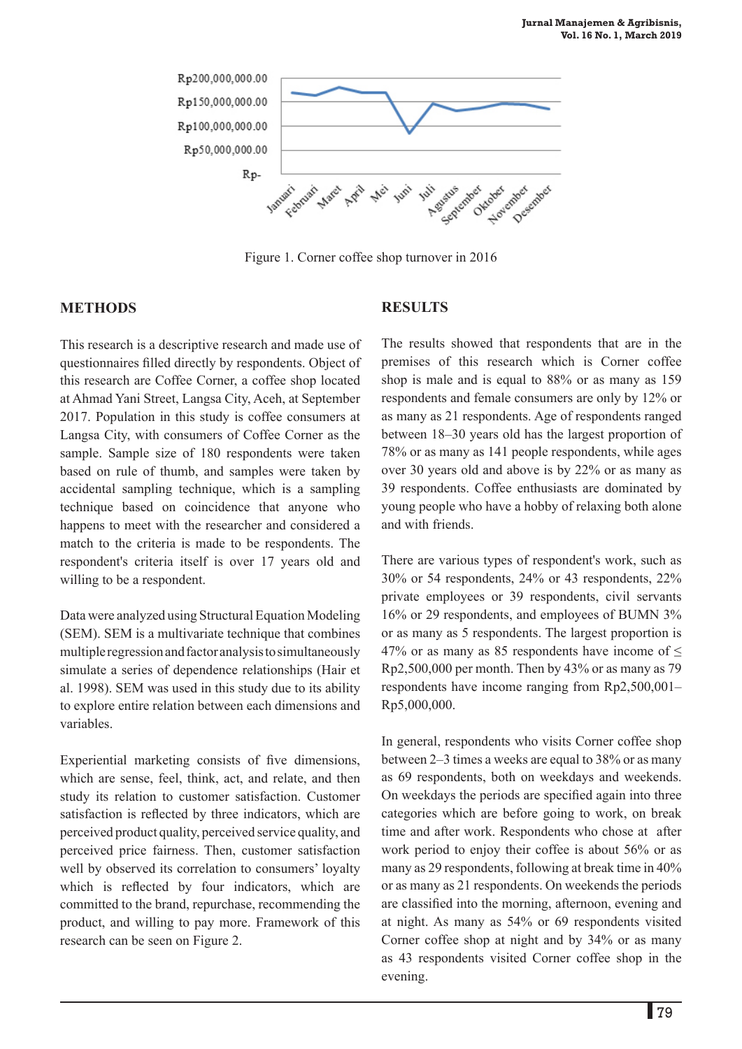Figure 1. Corner coffee shop turnover in 2016

## METHODS

This research is a descriptive research and made use of questionnaires filled directly by respondents. Object of this research are Coffee Corner, a coffee shop located at Ahmad Yani Street, Langsa City, Aceh, at September 2017. Population in this study is coffee consumers at Langsa City, with consumers of Coffee Corner as the sample. Sample size of 180 respondents were taken based on rule of thumb, and samples were taken by accidental sampling technique, which is a sampling technique based on coincidence that anyone who happens to meet with the researcher and considered a match to the criteria is made to be respondents. The respondent's criteria itself is over 17 years old and willing to be a respondent.

Data were analyzed using Structural Equation Modeling (SEM). SEM is a multivariate technique that combines multiple regression and factor analysis to simultaneously simulate a series of dependence relationships (Hair et al. 1998). SEM was used in this study due to its ability to explore entire relation between each dimensions and variables.

Experiential marketing consists of five dimensions, which are sense, feel, think, act, and relate, and then study its relation to customer satisfaction. Customer satisfaction is reflected by three indicators, which are perceived product quality, perceived service quality, and perceived price fairness. Then, customer satisfaction well by observed its correlation to consumers' loyalty which is reflected by four indicators, which are committed to the brand, repurchase, recommending the product, and willing to pay more. Framework of this research can be seen on Figure 2.

## RESULTS

The results showed that respondents that are in the premises of this research which is Corner coffee shop is male and is equal to 88% or as many as 159 respondents and female consumers are only by 12% or as many as 21 respondents. Age of respondents ranged between 18–30 years old has the largest proportion of 78% or as many as 141 people respondents, while ages over 30 years old and above is by 22% or as many as 39 respondents. Coffee enthusiasts are dominated by young people who have a hobby of relaxing both alone and with friends.

There are various types of respondent's work, such as 30% or 54 respondents, 24% or 43 respondents, 22% private employees or 39 respondents, civil servants 16% or 29 respondents, and employees of BUMN 3% or as many as 5 respondents. The largest proportion is 47% or as many as 85 respondents have income of ≤ Rp2,500,000 per month. Then by 43% or as many as 79 respondents have income ranging from Rp2,500,001–Rp5,000,000.

In general, respondents who visits Corner coffee shop between 2–3 times a weeks are equal to 38% or as many as 69 respondents, both on weekdays and weekends. On weekdays the periods are specified again into three categories which are before going to work, on break time and after work. Respondents who chose at after work period to enjoy their coffee is about 56% or as many as 29 respondents, following at break time in 40% or as many as 21 respondents. On weekends the periods are classified into the morning, afternoon, evening and at night. As many as 54% or 69 respondents visited Corner coffee shop at night and by 34% or as many as 43 respondents visited Corner coffee shop in the evening.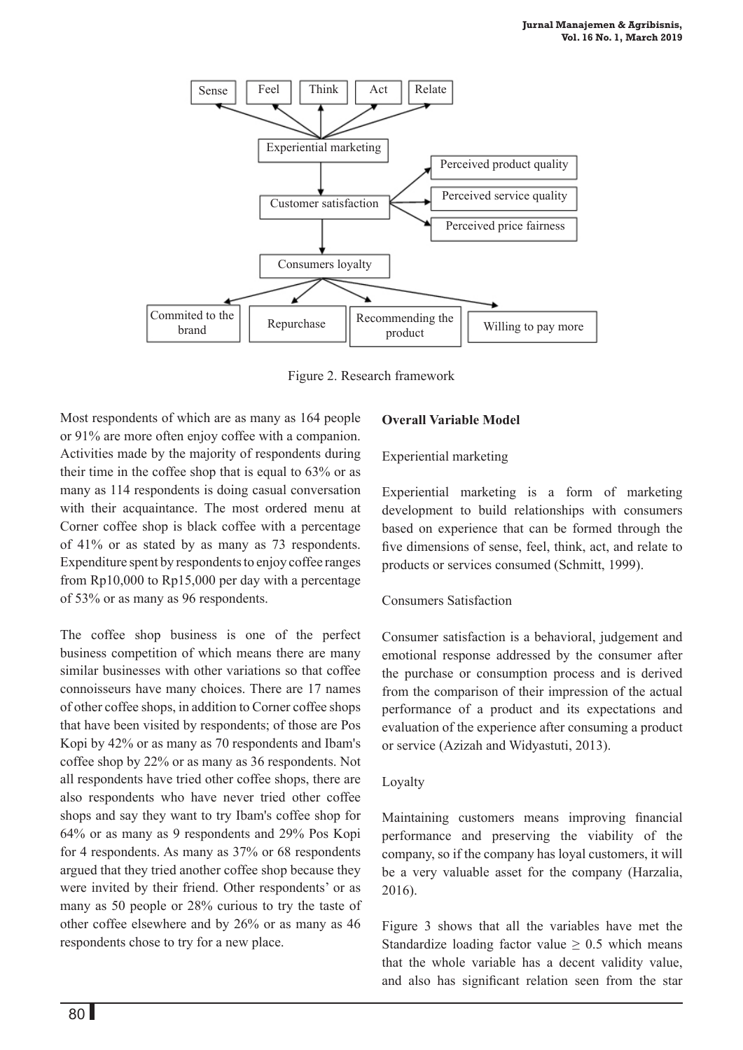Figure 2. Research framework

Most respondents of which are as many as 164 people or 91% are more often enjoy coffee with a companion. Activities made by the majority of respondents during their time in the coffee shop that is equal to 63% or as many as 114 respondents is doing casual conversation with their acquaintance. The most ordered menu at Corner coffee shop is black coffee with a percentage of 41% or as stated by as many as 73 respondents. Expenditure spent by respondents to enjoy coffee ranges from Rp10,000 to Rp15,000 per day with a percentage of 53% or as many as 96 respondents.

The coffee shop business is one of the perfect business competition of which means there are many similar businesses with other variations so that coffee connoisseurs have many choices. There are 17 names of other coffee shops, in addition to Corner coffee shops that have been visited by respondents; of those are Pos Kopi by 42% or as many as 70 respondents and Ibam's coffee shop by 22% or as many as 36 respondents. Not all respondents have tried other coffee shops, there are also respondents who have never tried other coffee shops and say they want to try Ibam's coffee shop for 64% or as many as 9 respondents and 29% Pos Kopi for 4 respondents. As many as 37% or 68 respondents argued that they tried another coffee shop because they were invited by their friend. Other respondents' or as many as 50 people or 28% curious to try the taste of other coffee elsewhere and by 26% or as many as 46 respondents chose to try for a new place.

**Overall Variable Model**

Experiential marketing

Experiential marketing is a form of marketing development to build relationships with consumers based on experience that can be formed through the five dimensions of sense, feel, think, act, and relate to products or services consumed (Schmitt, 1999).

Consumers Satisfaction

Consumer satisfaction is a behavioral, judgement and emotional response addressed by the consumer after the purchase or consumption process and is derived from the comparison of their impression of the actual performance of a product and its expectations and evaluation of the experience after consuming a product or service (Azizah and Widyastuti, 2013).

Loyalty

Maintaining customers means improving financial performance and preserving the viability of the company, so if the company has loyal customers, it will be a very valuable asset for the company (Harzalia, 2016).

Figure 3 shows that all the variables have met the Standardize loading factor value $\geq 0.5$ which means that the whole variable has a decent validity value, and also has significant relation seen from the star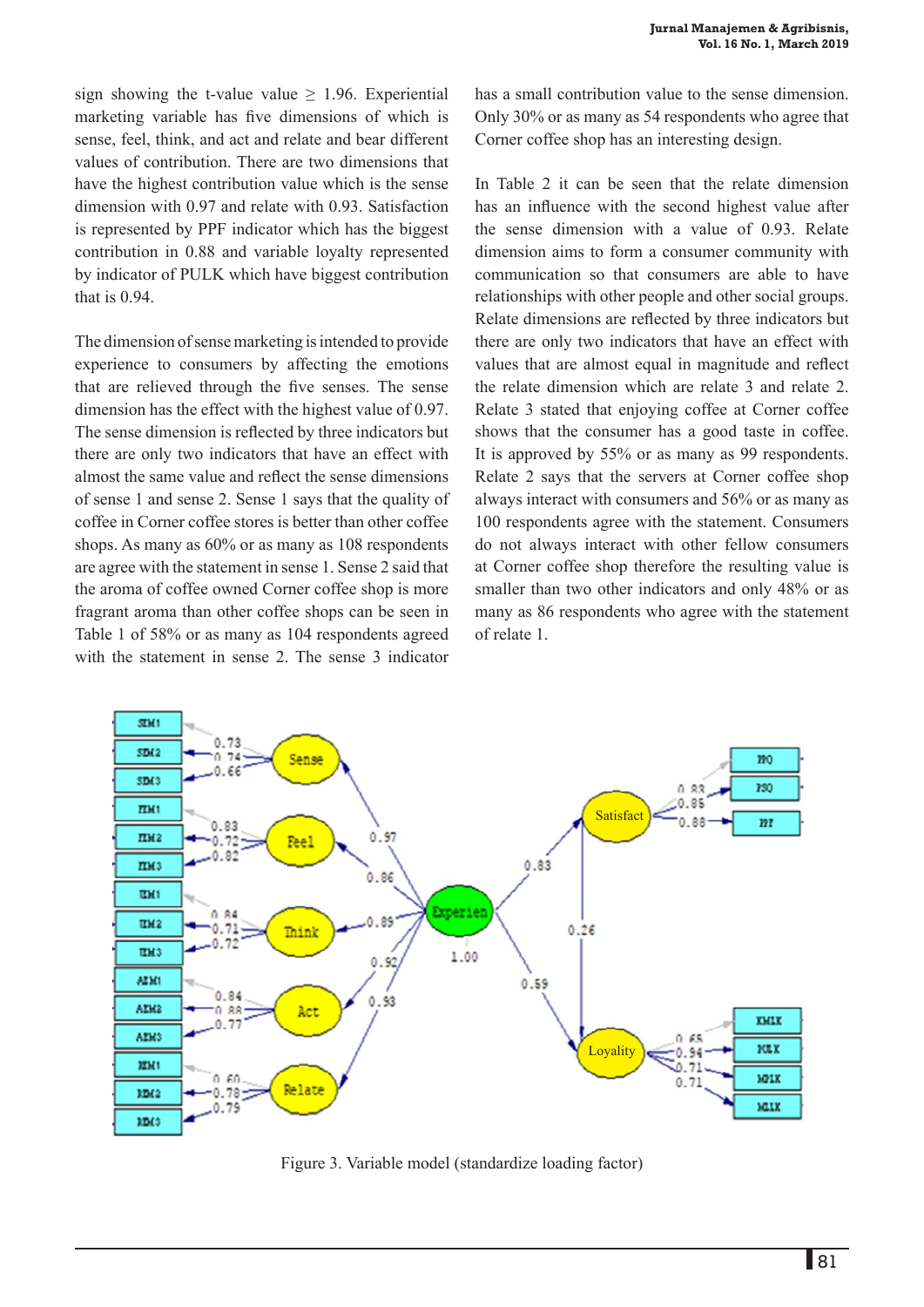sign showing the t-value value ≥ 1.96. Experiential marketing variable has five dimensions of which is sense, feel, think, and act and relate and bear different values of contribution. There are two dimensions that have the highest contribution value which is the sense dimension with 0.97 and relate with 0.93. Satisfaction is represented by PPF indicator which has the biggest contribution in 0.88 and variable loyalty represented by indicator of PULK which have biggest contribution that is 0.94.

The dimension of sense marketing is intended to provide experience to consumers by affecting the emotions that are relieved through the five senses. The sense dimension has the effect with the highest value of 0.97. The sense dimension is reflected by three indicators but there are only two indicators that have an effect with almost the same value and reflect the sense dimensions of sense 1 and sense 2. Sense 1 says that the quality of coffee in Corner coffee stores is better than other coffee shops. As many as 60% or as many as 108 respondents are agree with the statement in sense 1. Sense 2 said that the aroma of coffee owned Corner coffee shop is more fragrant aroma than other coffee shops can be seen in Table 1 of 58% or as many as 104 respondents agreed with the statement in sense 2. The sense 3 indicator has a small contribution value to the sense dimension. Only 30% or as many as 54 respondents who agree that Corner coffee shop has an interesting design.

In Table 2 it can be seen that the relate dimension has an influence with the second highest value after the sense dimension with a value of 0.93. Relate dimension aims to form a consumer community with communication so that consumers are able to have relationships with other people and other social groups. Relate dimensions are reflected by three indicators but there are only two indicators that have an effect with values that are almost equal in magnitude and reflect the relate dimension which are relate 3 and relate 2. Relate 3 stated that enjoying coffee at Corner coffee shows that the consumer has a good taste in coffee. It is approved by 55% or as many as 99 respondents. Relate 2 says that the servers at Corner coffee shop always interact with consumers and 56% or as many as 100 respondents agree with the statement. Consumers do not always interact with other fellow consumers at Corner coffee shop therefore the resulting value is smaller than two other indicators and only 48% or as many as 86 respondents who agree with the statement of relate 1.

Figure 3. Variable model (standardize loading factor)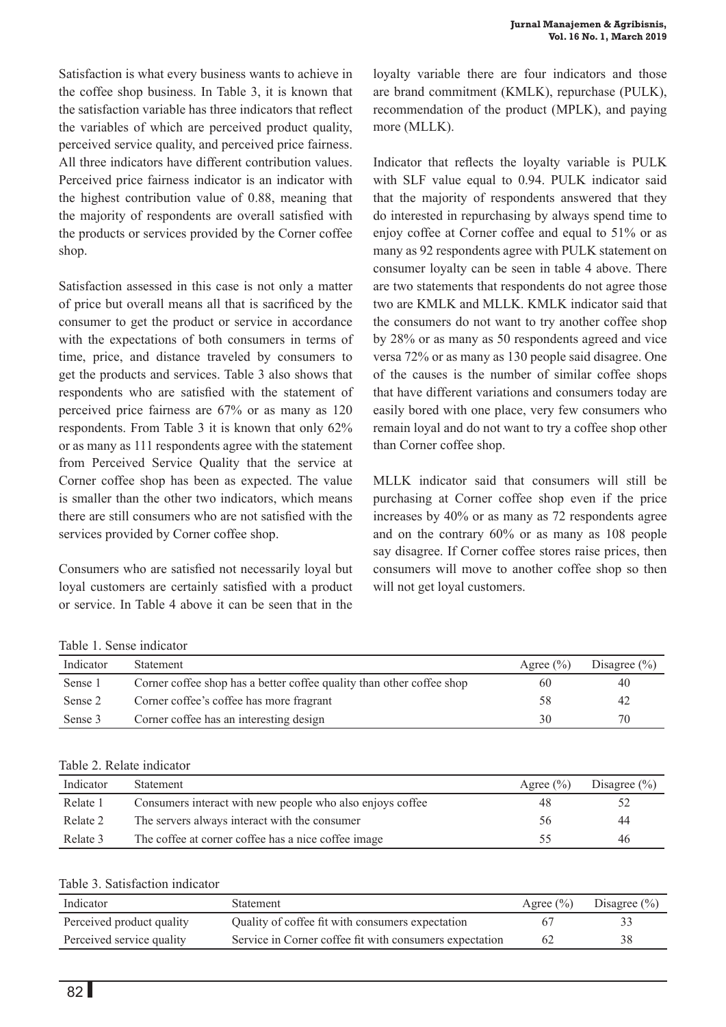Satisfaction is what every business wants to achieve in the coffee shop business. In Table 3, it is known that the satisfaction variable has three indicators that reflect the variables of which are perceived product quality, perceived service quality, and perceived price fairness. All three indicators have different contribution values. Perceived price fairness indicator is an indicator with the highest contribution value of 0.88, meaning that the majority of respondents are overall satisfied with the products or services provided by the Corner coffee shop.

Satisfaction assessed in this case is not only a matter of price but overall means all that is sacrificed by the consumer to get the product or service in accordance with the expectations of both consumers in terms of time, price, and distance traveled by consumers to get the products and services. Table 3 also shows that respondents who are satisfied with the statement of perceived price fairness are 67% or as many as 120 respondents. From Table 3 it is known that only 62% or as many as 111 respondents agree with the statement from Perceived Service Quality that the service at Corner coffee shop has been as expected. The value is smaller than the other two indicators, which means there are still consumers who are not satisfied with the services provided by Corner coffee shop.

Consumers who are satisfied not necessarily loyal but loyal customers are certainly satisfied with a product or service. In Table 4 above it can be seen that in the loyalty variable there are four indicators and those are brand commitment (KMLK), repurchase (PULK), recommendation of the product (MPLK), and paying more (MLLK).

Indicator that reflects the loyalty variable is PULK with SLF value equal to 0.94. PULK indicator said that the majority of respondents answered that they do interested in repurchasing by always spend time to enjoy coffee at Corner coffee and equal to 51% or as many as 92 respondents agree with PULK statement on consumer loyalty can be seen in table 4 above. There are two statements that respondents do not agree those two are KMLK and MLLK. KMLK indicator said that the consumers do not want to try another coffee shop by 28% or as many as 50 respondents agreed and vice versa 72% or as many as 130 people said disagree. One of the causes is the number of similar coffee shops that have different variations and consumers today are easily bored with one place, very few consumers who remain loyal and do not want to try a coffee shop other than Corner coffee shop.

MLLK indicator said that consumers will still be purchasing at Corner coffee shop even if the price increases by 40% or as many as 72 respondents agree and on the contrary 60% or as many as 108 people say disagree. If Corner coffee stores raise prices, then consumers will move to another coffee shop so then will not get loyal customers.

Table 1. Sense indicator

| Indicator | Statement | Agree (%) | Disagree (%) |
|---|---|---|---|
| Sense 1 | Corner coffee shop has a better coffee quality than other coffee shop | 60 | 40 |
| Sense 2 | Corner coffee's coffee has more fragrant | 58 | 42 |
| Sense 3 | Corner coffee has an interesting design | 30 | 70 |

Table 2. Relate indicator

| Indicator | Statement | Agree (%) | Disagree (%) |
|---|---|---|---|
| Relate 1 | Consumers interact with new people who also enjoys coffee | 48 | 52 |
| Relate 2 | The servers always interact with the consumer | 56 | 44 |
| Relate 3 | The coffee at corner coffee has a nice coffee image | 55 | 46 |

Table 3. Satisfaction indicator

| Indicator | Statement | Agree (%) | Disagree (%) |
|---|---|---|---|
| Perceived product quality | Quality of coffee fit with consumers expectation | 67 | 33 |
| Perceived service quality | Service in Corner coffee fit with consumers expectation | 62 | 38 |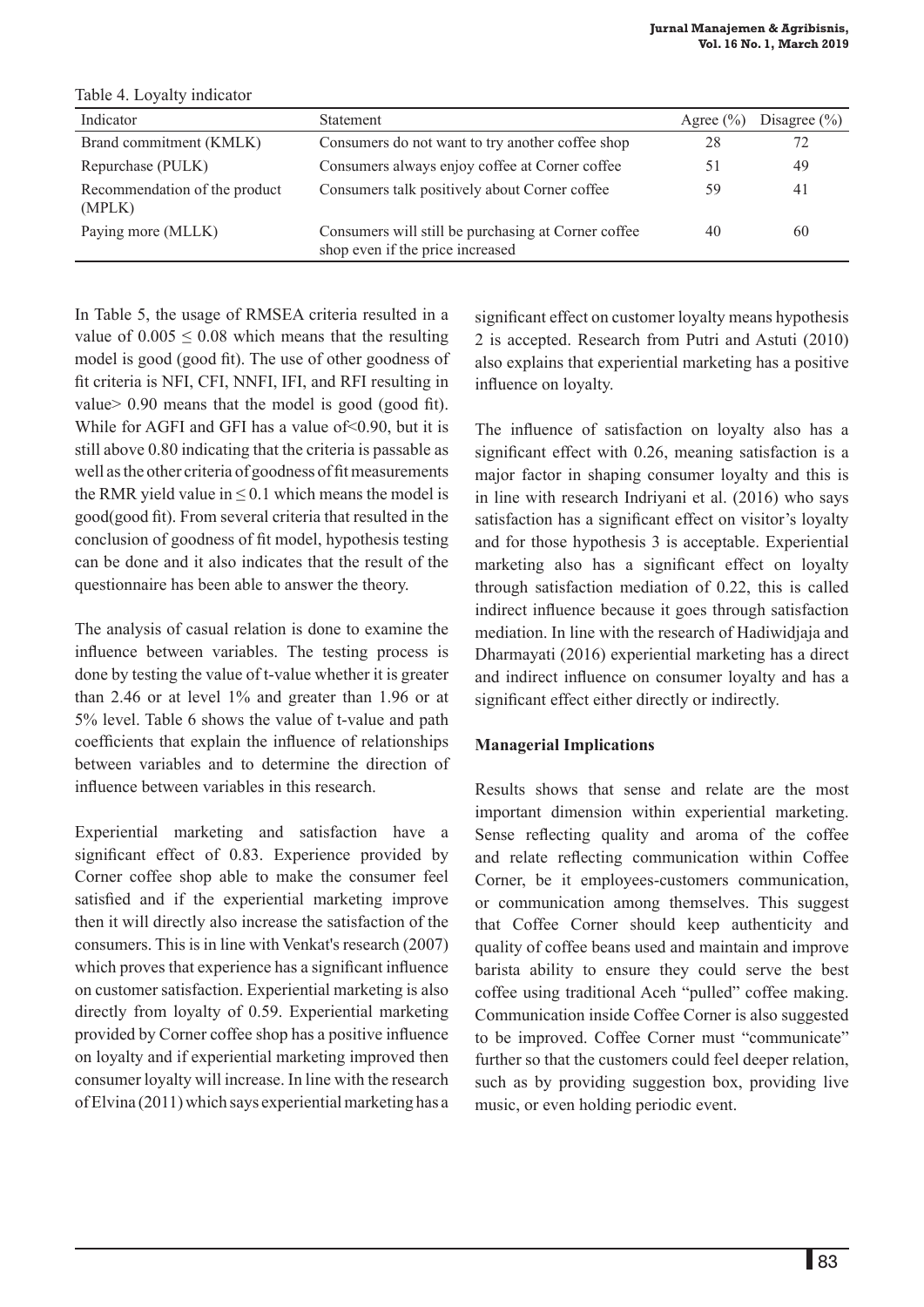Table 4. Loyalty indicator

| Indicator | Statement | Agree (%) | Disagree (%) |
|---|---|---|---|
| Brand commitment (KMLK) | Consumers do not want to try another coffee shop | 28 | 72 |
| Repurchase (PULK) | Consumers always enjoy coffee at Corner coffee | 51 | 49 |
| Recommendation of the product (MPLK) | Consumers talk positively about Corner coffee | 59 | 41 |
| Paying more (MLLK) | Consumers will still be purchasing at Corner coffee shop even if the price increased | 40 | 60 |

In Table 5, the usage of RMSEA criteria resulted in a value of $0.005 \leq 0.08$ which means that the resulting model is good (good fit). The use of other goodness of fit criteria is NFI, CFI, NNFI, IFI, and RFI resulting in value> 0.90 means that the model is good (good fit). While for AGFI and GFI has a value of<0.90, but it is still above 0.80 indicating that the criteria is passable as well as the other criteria of goodness of fit measurements the RMR yield value in $\leq 0.1$ which means the model is good(good fit). From several criteria that resulted in the conclusion of goodness of fit model, hypothesis testing can be done and it also indicates that the result of the questionnaire has been able to answer the theory.

The analysis of casual relation is done to examine the influence between variables. The testing process is done by testing the value of t-value whether it is greater than 2.46 or at level 1% and greater than 1.96 or at 5% level. Table 6 shows the value of t-value and path coefficients that explain the influence of relationships between variables and to determine the direction of influence between variables in this research.

Experiential marketing and satisfaction have a significant effect of 0.83. Experience provided by Corner coffee shop able to make the consumer feel satisfied and if the experiential marketing improve then it will directly also increase the satisfaction of the consumers. This is in line with Venkat's research (2007) which proves that experience has a significant influence on customer satisfaction. Experiential marketing is also directly from loyalty of 0.59. Experiential marketing provided by Corner coffee shop has a positive influence on loyalty and if experiential marketing improved then consumer loyalty will increase. In line with the research of Elvina (2011) which says experiential marketing has a significant effect on customer loyalty means hypothesis 2 is accepted. Research from Putri and Astuti (2010) also explains that experiential marketing has a positive influence on loyalty.

The influence of satisfaction on loyalty also has a significant effect with 0.26, meaning satisfaction is a major factor in shaping consumer loyalty and this is in line with research Indriyani et al. (2016) who says satisfaction has a significant effect on visitor's loyalty and for those hypothesis 3 is acceptable. Experiential marketing also has a significant effect on loyalty through satisfaction mediation of 0.22, this is called indirect influence because it goes through satisfaction mediation. In line with the research of Hadiwidjaja and Dharmayati (2016) experiential marketing has a direct and indirect influence on consumer loyalty and has a significant effect either directly or indirectly.

**Managerial Implications**

Results shows that sense and relate are the most important dimension within experiential marketing. Sense reflecting quality and aroma of the coffee and relate reflecting communication within Coffee Corner, be it employees-customers communication, or communication among themselves. This suggest that Coffee Corner should keep authenticity and quality of coffee beans used and maintain and improve barista ability to ensure they could serve the best coffee using traditional Aceh "pulled" coffee making. Communication inside Coffee Corner is also suggested to be improved. Coffee Corner must "communicate" further so that the customers could feel deeper relation, such as by providing suggestion box, providing live music, or even holding periodic event.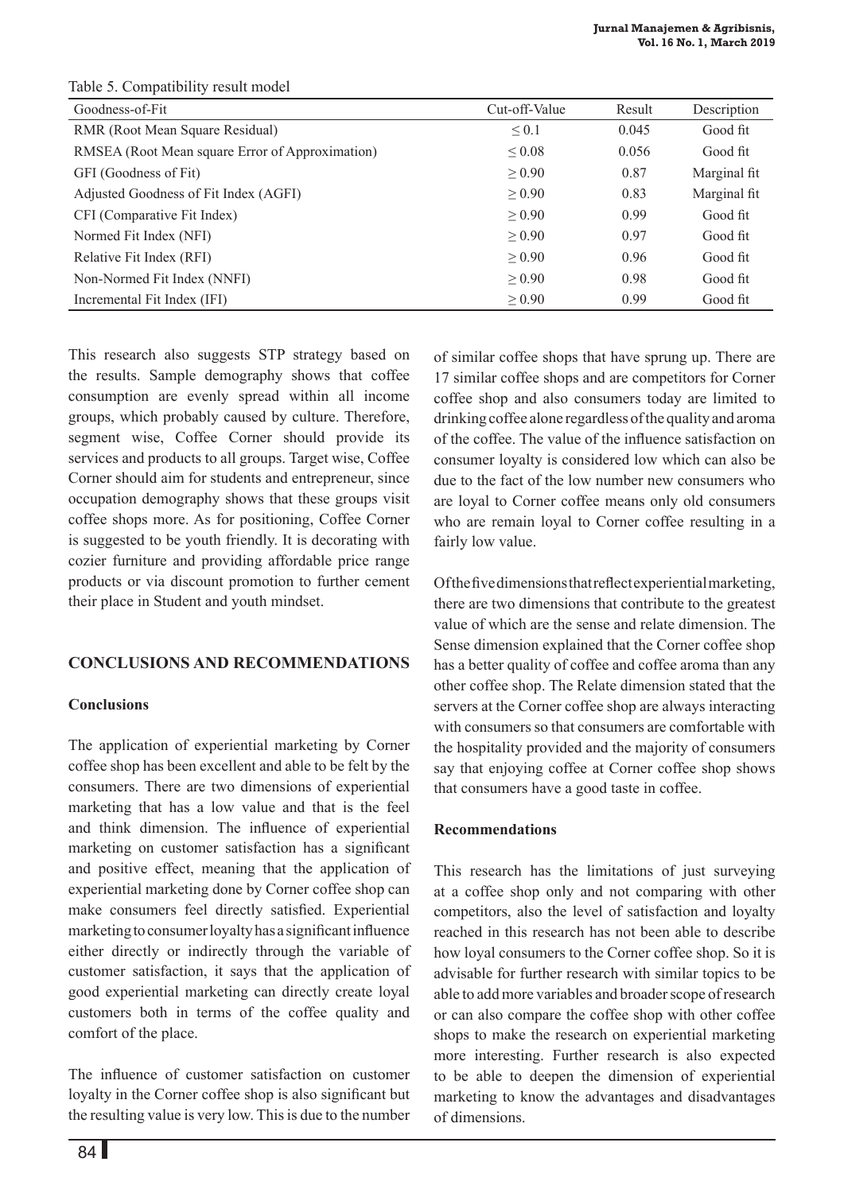Table 5. Compatibility result model

| Goodness-of-Fit | Cut-off-Value | Result | Description |
|---|---|---|---|
| RMR (Root Mean Square Residual) | ≤ 0.1 | 0.045 | Good fit |
| RMSEA (Root Mean square Error of Approximation) | ≤ 0.08 | 0.056 | Good fit |
| GFI (Goodness of Fit) | ≥ 0.90 | 0.87 | Marginal fit |
| Adjusted Goodness of Fit Index (AGFI) | ≥ 0.90 | 0.83 | Marginal fit |
| CFI (Comparative Fit Index) | ≥ 0.90 | 0.99 | Good fit |
| Normed Fit Index (NFI) | ≥ 0.90 | 0.97 | Good fit |
| Relative Fit Index (RFI) | ≥ 0.90 | 0.96 | Good fit |
| Non-Normed Fit Index (NNFI) | ≥ 0.90 | 0.98 | Good fit |
| Incremental Fit Index (IFI) | ≥ 0.90 | 0.99 | Good fit |

This research also suggests STP strategy based on the results. Sample demography shows that coffee consumption are evenly spread within all income groups, which probably caused by culture. Therefore, segment wise, Coffee Corner should provide its services and products to all groups. Target wise, Coffee Corner should aim for students and entrepreneur, since occupation demography shows that these groups visit coffee shops more. As for positioning, Coffee Corner is suggested to be youth friendly. It is decorating with cozier furniture and providing affordable price range products or via discount promotion to further cement their place in Student and youth mindset.

## CONCLUSIONS AND RECOMMENDATIONS

### Conclusions

The application of experiential marketing by Corner coffee shop has been excellent and able to be felt by the consumers. There are two dimensions of experiential marketing that has a low value and that is the feel and think dimension. The influence of experiential marketing on customer satisfaction has a significant and positive effect, meaning that the application of experiential marketing done by Corner coffee shop can make consumers feel directly satisfied. Experiential marketing to consumer loyalty has a significant influence either directly or indirectly through the variable of customer satisfaction, it says that the application of good experiential marketing can directly create loyal customers both in terms of the coffee quality and comfort of the place.

The influence of customer satisfaction on customer loyalty in the Corner coffee shop is also significant but the resulting value is very low. This is due to the number of similar coffee shops that have sprung up. There are 17 similar coffee shops and are competitors for Corner coffee shop and also consumers today are limited to drinking coffee alone regardless of the quality and aroma of the coffee. The value of the influence satisfaction on consumer loyalty is considered low which can also be due to the fact of the low number new consumers who are loyal to Corner coffee means only old consumers who are remain loyal to Corner coffee resulting in a fairly low value.

Of the five dimensions that reflect experiential marketing, there are two dimensions that contribute to the greatest value of which are the sense and relate dimension. The Sense dimension explained that the Corner coffee shop has a better quality of coffee and coffee aroma than any other coffee shop. The Relate dimension stated that the servers at the Corner coffee shop are always interacting with consumers so that consumers are comfortable with the hospitality provided and the majority of consumers say that enjoying coffee at Corner coffee shop shows that consumers have a good taste in coffee.

### Recommendations

This research has the limitations of just surveying at a coffee shop only and not comparing with other competitors, also the level of satisfaction and loyalty reached in this research has not been able to describe how loyal consumers to the Corner coffee shop. So it is advisable for further research with similar topics to be able to add more variables and broader scope of research or can also compare the coffee shop with other coffee shops to make the research on experiential marketing more interesting. Further research is also expected to be able to deepen the dimension of experiential marketing to know the advantages and disadvantages of dimensions.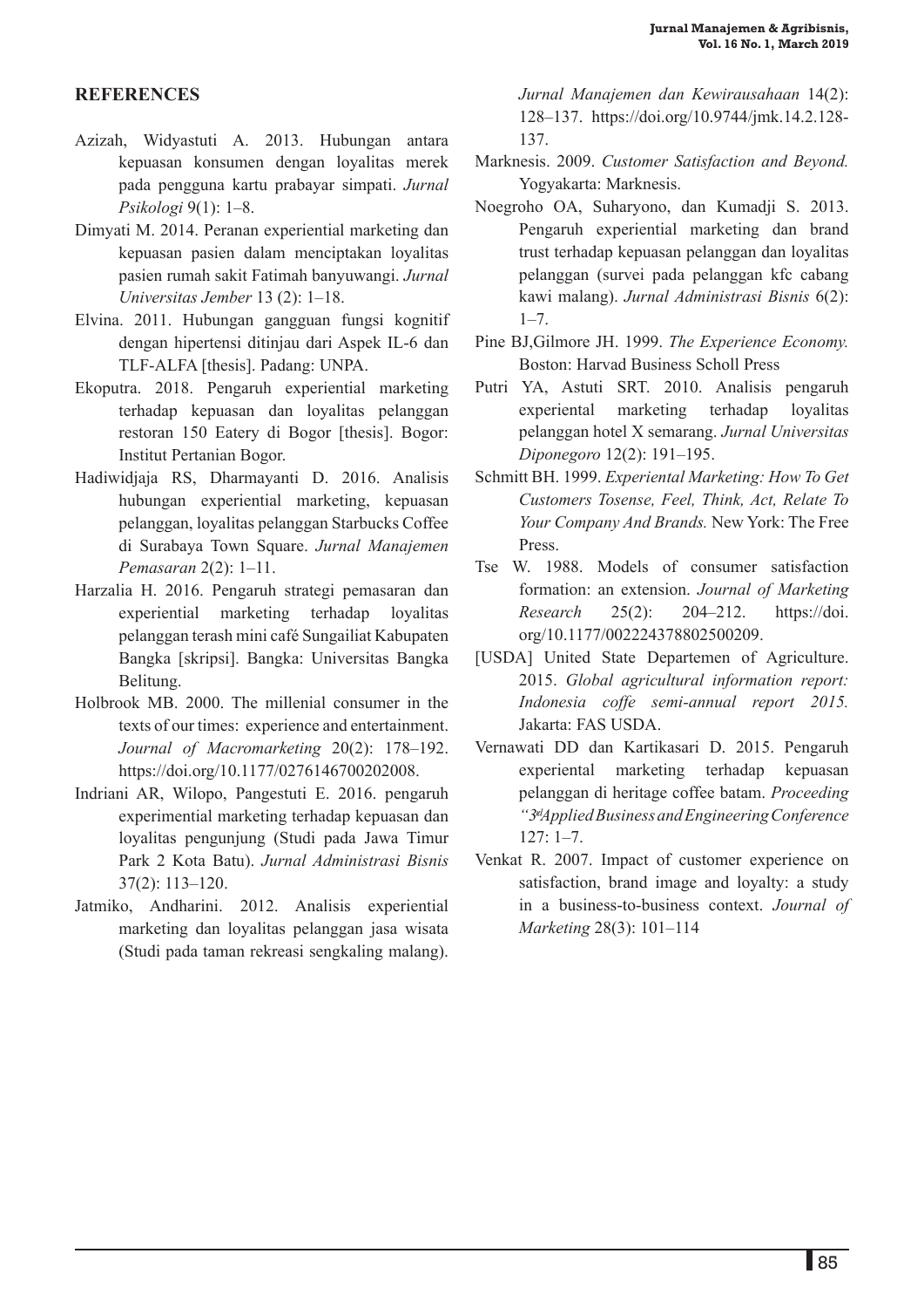## REFERENCES

Azizah, Widyastuti A. 2013. Hubungan antara kepuasan konsumen dengan loyalitas merek pada pengguna kartu prabayar simpati. *Jurnal Psikologi* 9(1): 1–8.

Dimyati M. 2014. Peranan experiential marketing dan kepuasan pasien dalam menciptakan loyalitas pasien rumah sakit Fatimah banyuwangi. *Jurnal Universitas Jember* 13 (2): 1–18.

Elvina. 2011. Hubungan gangguan fungsi kognitif dengan hipertensi ditinjau dari Aspek IL-6 dan TLF-ALFA [thesis]. Padang: UNPA.

Ekoputra. 2018. Pengaruh experiential marketing terhadap kepuasan dan loyalitas pelanggan restoran 150 Eatery di Bogor [thesis]. Bogor: Institut Pertanian Bogor.

Hadiwidjaja RS, Dharmayanti D. 2016. Analisis hubungan experiential marketing, kepuasan pelanggan, loyalitas pelanggan Starbucks Coffee di Surabaya Town Square. *Jurnal Manajemen Pemasaran* 2(2): 1–11.

Harzalia H. 2016. Pengaruh strategi pemasaran dan experiential marketing terhadap loyalitas pelanggan terash mini café Sungailiat Kabupaten Bangka [skripsi]. Bangka: Universitas Bangka Belitung.

Holbrook MB. 2000. The millenial consumer in the texts of our times: experience and entertainment. *Journal of Macromarketing* 20(2): 178–192. https://doi.org/10.1177/0276146700202008.

Indriani AR, Wilopo, Pangestuti E. 2016. pengaruh experimential marketing terhadap kepuasan dan loyalitas pengunjung (Studi pada Jawa Timur Park 2 Kota Batu). *Jurnal Administrasi Bisnis* 37(2): 113–120.

Jatmiko, Andharini. 2012. Analisis experiential marketing dan loyalitas pelanggan jasa wisata (Studi pada taman rekreasi sengkaling malang). *Jurnal Manajemen dan Kewirausahaan* 14(2): 128–137. https://doi.org/10.9744/jmk.14.2.128-137.

Marknesis. 2009. *Customer Satisfaction and Beyond.* Yogyakarta: Marknesis.

Noegroho OA, Suharyono, dan Kumadji S. 2013. Pengaruh experiential marketing dan brand trust terhadap kepuasan pelanggan dan loyalitas pelanggan (survei pada pelanggan kfc cabang kawi malang). *Jurnal Administrasi Bisnis* 6(2): 1–7.

Pine BJ,Gilmore JH. 1999. *The Experience Economy.* Boston: Harvad Business Scholl Press

Putri YA, Astuti SRT. 2010. Analisis pengaruh experiental marketing terhadap loyalitas pelanggan hotel X semarang. *Jurnal Universitas Diponegoro* 12(2): 191–195.

Schmitt BH. 1999. *Experiental Marketing: How To Get Customers Tosense, Feel, Think, Act, Relate To Your Company And Brands.* New York: The Free Press.

Tse W. 1988. Models of consumer satisfaction formation: an extension. *Journal of Marketing Research* 25(2): 204–212. https://doi.org/10.1177/002224378802500209.

[USDA] United State Departemen of Agriculture. 2015. *Global agricultural information report: Indonesia coffe semi-annual report 2015.* Jakarta: FAS USDA.

Vernawati DD dan Kartikasari D. 2015. Pengaruh experiental marketing terhadap kepuasan pelanggan di heritage coffee batam. *Proceeding "3rd Applied Business and Engineering Conference* 127: 1–7.

Venkat R. 2007. Impact of customer experience on satisfaction, brand image and loyalty: a study in a business-to-business context. *Journal of Marketing* 28(3): 101–114